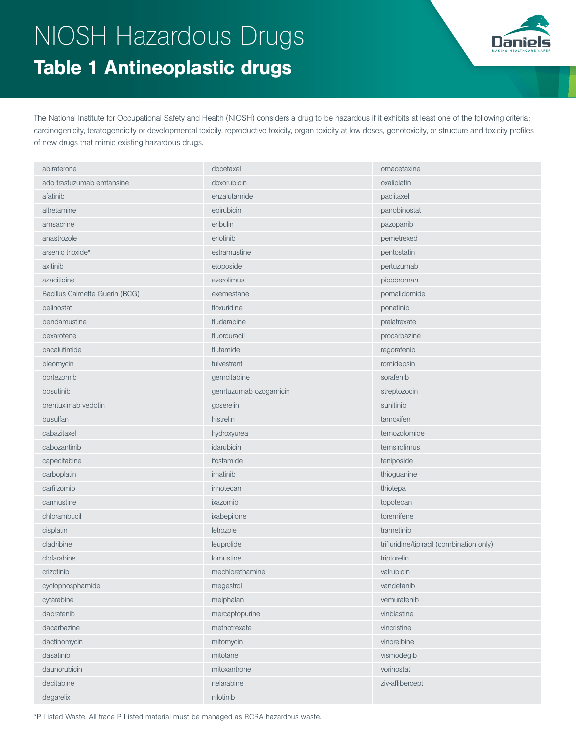# NIOSH Hazardous Drugs

## Table 1 Antineoplastic drugs

The National Institute for Occupational Safety and Health (NIOSH) considers a drug to be hazardous if it exhibits at least one of the following criteria: carcinogenicity, teratogencicity or developmental toxicity, reproductive toxicity, organ toxicity at low doses, genotoxicity, or structure and toxicity profiles of new drugs that mimic existing hazardous drugs.

| | | |
|---|---|---|
| abiraterone | docetaxel | omacetaxine |
| ado-trastuzumab emtansine | doxorubicin | oxaliplatin |
| afatinib | enzalutamide | paclitaxel |
| altretamine | epirubicin | panobinostat |
| amsacrine | eribulin | pazopanib |
| anastrozole | erlotinib | pemetrexed |
| arsenic trioxide* | estramustine | pentostatin |
| axitinib | etoposide | pertuzumab |
| azacitidine | everolimus | pipobroman |
| Bacillus Calmette Guerin (BCG) | exemestane | pomalidomide |
| belinostat | floxuridine | ponatinib |
| bendamustine | fludarabine | pralatrexate |
| bexarotene | fluorouracil | procarbazine |
| bacalutimide | flutamide | regorafenib |
| bleomycin | fulvestrant | romidepsin |
| bortezomib | gemcitabine | sorafenib |
| bosutinib | gemtuzumab ozogamicin | streptozocin |
| brentuximab vedotin | goserelin | sunitinib |
| busulfan | histrelin | tamoxifen |
| cabazitaxel | hydroxyurea | temozolomide |
| cabozantinib | idarubicin | temsirolimus |
| capecitabine | ifosfamide | teniposide |
| carboplatin | imatinib | thioguanine |
| carfilzomib | irinotecan | thiotepa |
| carmustine | ixazomib | topotecan |
| chlorambucil | ixabepilone | toremifene |
| cisplatin | letrozole | trametinib |
| cladribine | leuprolide | trifluridine/tipiracil (combination only) |
| clofarabine | lomustine | triptorelin |
| crizotinib | mechlorethamine | valrubicin |
| cyclophosphamide | megestrol | vandetanib |
| cytarabine | melphalan | vemurafenib |
| dabrafenib | mercaptopurine | vinblastine |
| dacarbazine | methotrexate | vincristine |
| dactinomycin | mitomycin | vinorelbine |
| dasatinib | mitotane | vismodegib |
| daunorubicin | mitoxantrone | vorinostat |
| decitabine | nelarabine | ziv-aflibercept |
| degarelix | nilotinib | |

*P-Listed Waste. All trace P-Listed material must be managed as RCRA hazardous waste.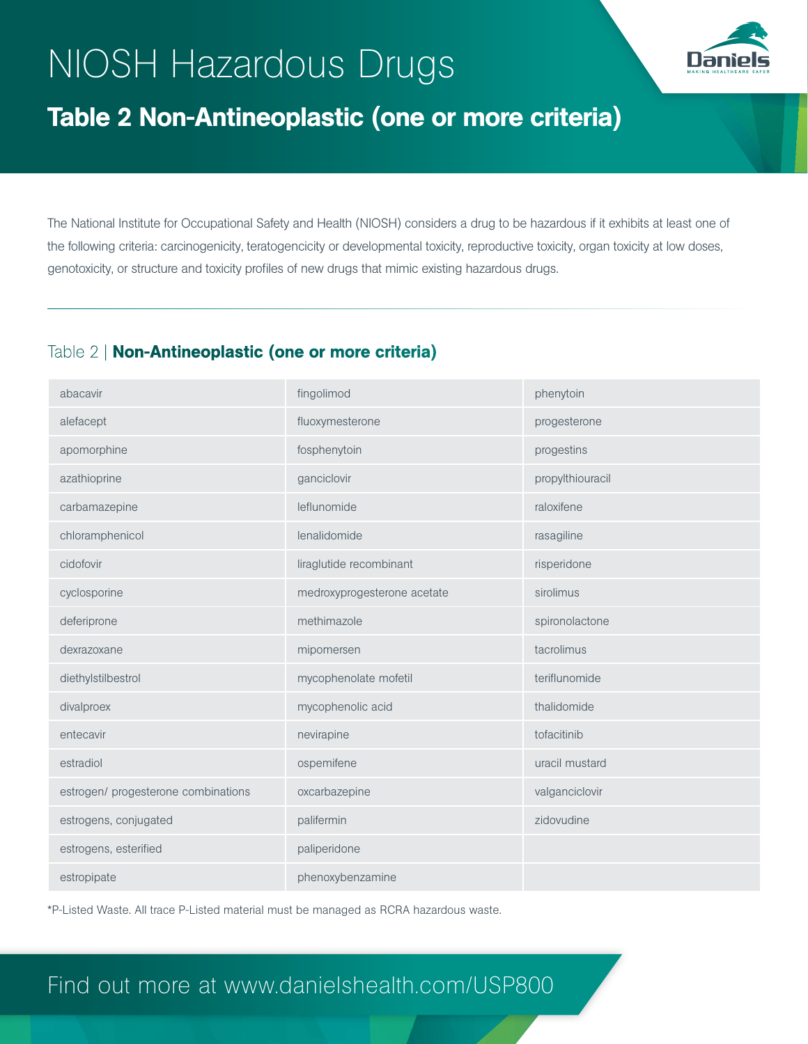# NIOSH Hazardous Drugs

## Table 2 Non-Antineoplastic (one or more criteria)

The National Institute for Occupational Safety and Health (NIOSH) considers a drug to be hazardous if it exhibits at least one of the following criteria: carcinogenicity, teratogencicity or developmental toxicity, reproductive toxicity, organ toxicity at low doses, genotoxicity, or structure and toxicity profiles of new drugs that mimic existing hazardous drugs.

### Table 2 | **Non-Antineoplastic (one or more criteria)**

| | | |
|---|---|---|
| abacavir | fingolimod | phenytoin |
| alefacept | fluoxymesterone | progesterone |
| apomorphine | fosphenytoin | progestins |
| azathioprine | ganciclovir | propylthiouracil |
| carbamazepine | leflunomide | raloxifene |
| chloramphenicol | lenalidomide | rasagiline |
| cidofovir | liraglutide recombinant | risperidone |
| cyclosporine | medroxyprogesterone acetate | sirolimus |
| deferiprone | methimazole | spironolactone |
| dexrazoxane | mipomersen | tacrolimus |
| diethylstilbestrol | mycophenolate mofetil | teriflunomide |
| divalproex | mycophenolic acid | thalidomide |
| entecavir | nevirapine | tofacitinib |
| estradiol | ospemifene | uracil mustard |
| estrogen/ progesterone combinations | oxcarbazepine | valganciclovir |
| estrogens, conjugated | palifermin | zidovudine |
| estrogens, esterified | paliperidone | |
| estropipate | phenoxybenzamine | |

*P-Listed Waste. All trace P-Listed material must be managed as RCRA hazardous waste.

Find out more at www.danielshealth.com/USP800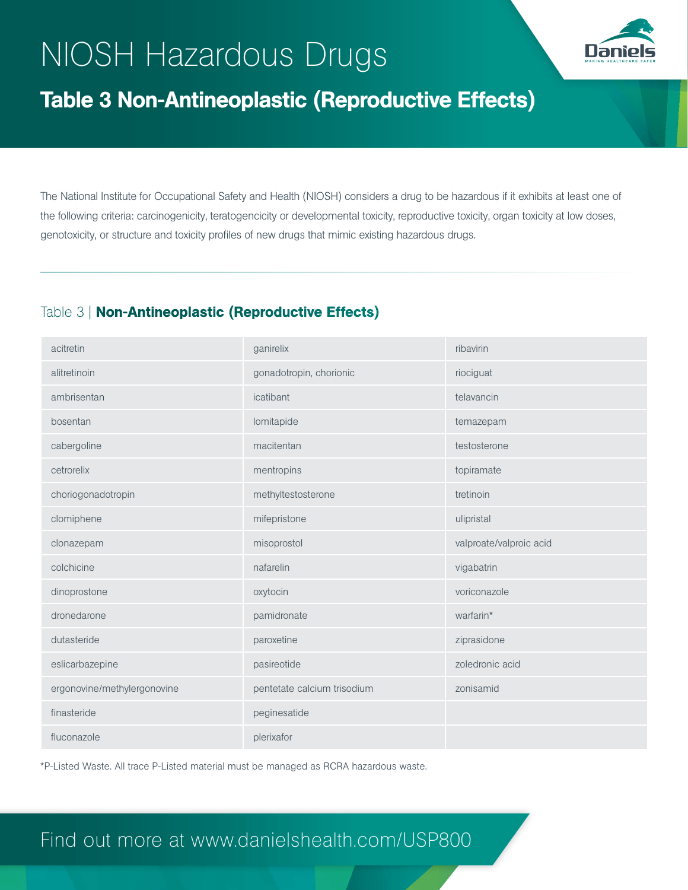# NIOSH Hazardous Drugs

## Table 3 Non-Antineoplastic (Reproductive Effects)

The National Institute for Occupational Safety and Health (NIOSH) considers a drug to be hazardous if it exhibits at least one of the following criteria: carcinogenicity, teratogencicity or developmental toxicity, reproductive toxicity, organ toxicity at low doses, genotoxicity, or structure and toxicity profiles of new drugs that mimic existing hazardous drugs.

### Table 3 | **Non-Antineoplastic (Reproductive Effects)**

| | | |
|---|---|---|
| acitretin | ganirelix | ribavirin |
| alitretinoin | gonadotropin, chorionic | riociguat |
| ambrisentan | icatibant | telavancin |
| bosentan | lomitapide | temazepam |
| cabergoline | macitentan | testosterone |
| cetrorelix | mentropins | topiramate |
| choriogonadotropin | methyltestosterone | tretinoin |
| clomiphene | mifepristone | ulipristal |
| clonazepam | misoprostol | valproate/valproic acid |
| colchicine | nafarelin | vigabatrin |
| dinoprostone | oxytocin | voriconazole |
| dronedarone | pamidronate | warfarin* |
| dutasteride | paroxetine | ziprasidone |
| eslicarbazepine | pasireotide | zoledronic acid |
| ergonovine/methylergonovine | pentetate calcium trisodium | zonisamid |
| finasteride | peginesatide | |
| fluconazole | plerixafor | |

*P-Listed Waste. All trace P-Listed material must be managed as RCRA hazardous waste.

Find out more at www.danielshealth.com/USP800